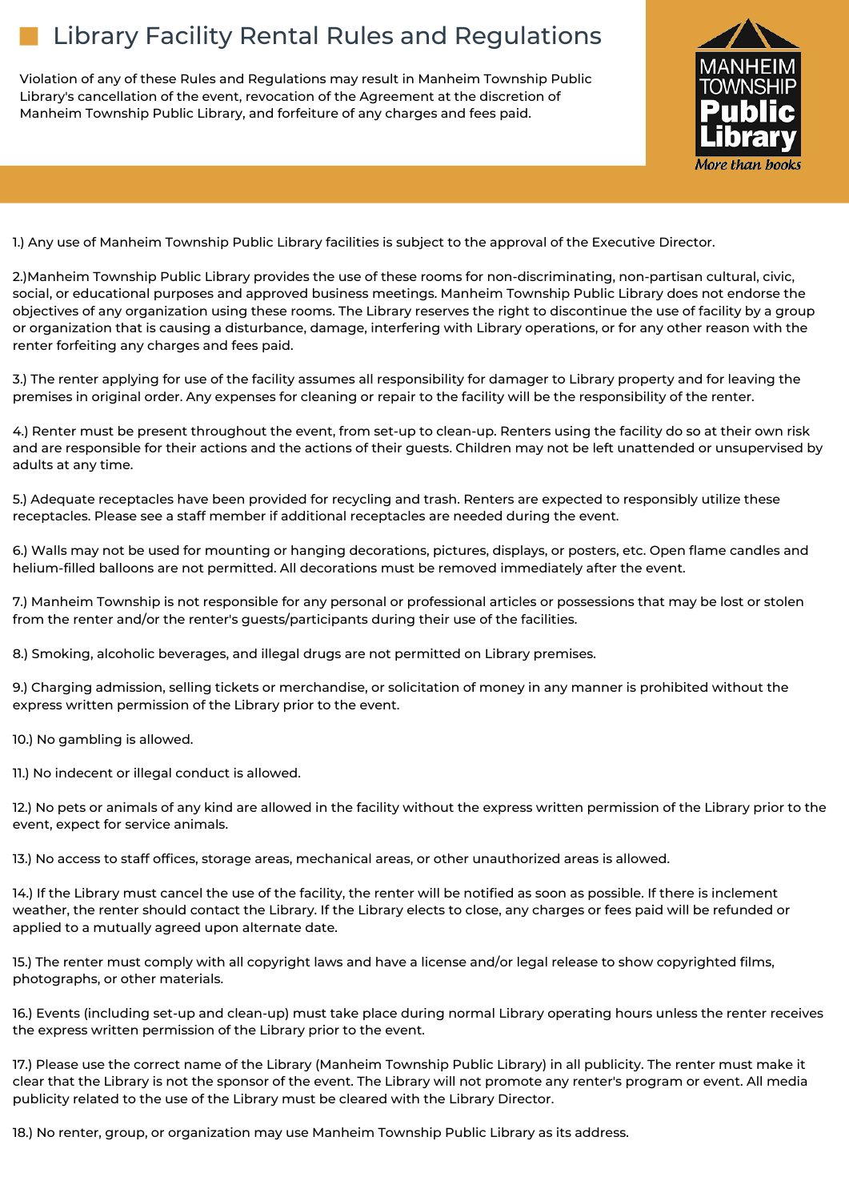# Library Facility Rental Rules and Regulations

Violation of any of these Rules and Regulations may result in Manheim Township Public Library's cancellation of the event, revocation of the Agreement at the discretion of Manheim Township Public Library, and forfeiture of any charges and fees paid.

MANHEIM TOWNSHIP **Public Library** *More than books*

1.) Any use of Manheim Township Public Library facilities is subject to the approval of the Executive Director.

2.)Manheim Township Public Library provides the use of these rooms for non-discriminating, non-partisan cultural, civic, social, or educational purposes and approved business meetings. Manheim Township Public Library does not endorse the objectives of any organization using these rooms. The Library reserves the right to discontinue the use of facility by a group or organization that is causing a disturbance, damage, interfering with Library operations, or for any other reason with the renter forfeiting any charges and fees paid.

3.) The renter applying for use of the facility assumes all responsibility for damager to Library property and for leaving the premises in original order. Any expenses for cleaning or repair to the facility will be the responsibility of the renter.

4.) Renter must be present throughout the event, from set-up to clean-up. Renters using the facility do so at their own risk and are responsible for their actions and the actions of their guests. Children may not be left unattended or unsupervised by adults at any time.

5.) Adequate receptacles have been provided for recycling and trash. Renters are expected to responsibly utilize these receptacles. Please see a staff member if additional receptacles are needed during the event.

6.) Walls may not be used for mounting or hanging decorations, pictures, displays, or posters, etc. Open flame candles and helium-filled balloons are not permitted. All decorations must be removed immediately after the event.

7.) Manheim Township is not responsible for any personal or professional articles or possessions that may be lost or stolen from the renter and/or the renter's guests/participants during their use of the facilities.

8.) Smoking, alcoholic beverages, and illegal drugs are not permitted on Library premises.

9.) Charging admission, selling tickets or merchandise, or solicitation of money in any manner is prohibited without the express written permission of the Library prior to the event.

10.) No gambling is allowed.

11.) No indecent or illegal conduct is allowed.

12.) No pets or animals of any kind are allowed in the facility without the express written permission of the Library prior to the event, expect for service animals.

13.) No access to staff offices, storage areas, mechanical areas, or other unauthorized areas is allowed.

14.) If the Library must cancel the use of the facility, the renter will be notified as soon as possible. If there is inclement weather, the renter should contact the Library. If the Library elects to close, any charges or fees paid will be refunded or applied to a mutually agreed upon alternate date.

15.) The renter must comply with all copyright laws and have a license and/or legal release to show copyrighted films, photographs, or other materials.

16.) Events (including set-up and clean-up) must take place during normal Library operating hours unless the renter receives the express written permission of the Library prior to the event.

17.) Please use the correct name of the Library (Manheim Township Public Library) in all publicity. The renter must make it clear that the Library is not the sponsor of the event. The Library will not promote any renter's program or event. All media publicity related to the use of the Library must be cleared with the Library Director.

18.) No renter, group, or organization may use Manheim Township Public Library as its address.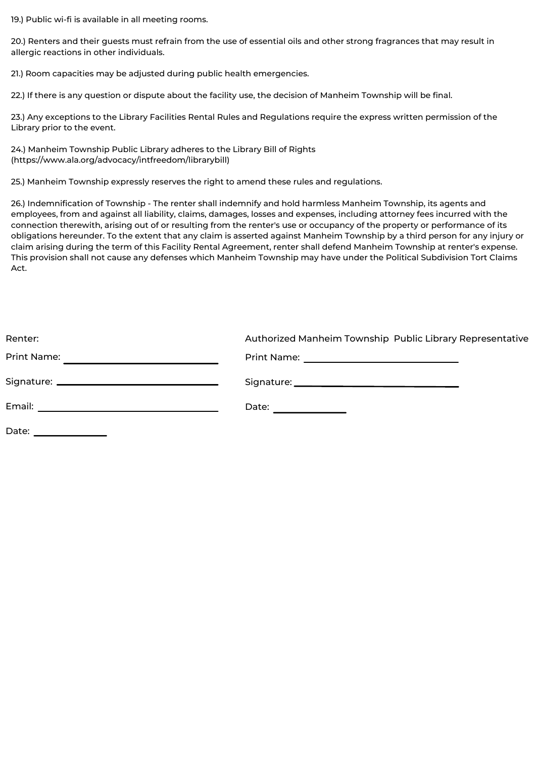19.) Public wi-fi is available in all meeting rooms.

20.) Renters and their guests must refrain from the use of essential oils and other strong fragrances that may result in allergic reactions in other individuals.

21.) Room capacities may be adjusted during public health emergencies.

22.) If there is any question or dispute about the facility use, the decision of Manheim Township will be final.

23.) Any exceptions to the Library Facilities Rental Rules and Regulations require the express written permission of the Library prior to the event.

24.) Manheim Township Public Library adheres to the Library Bill of Rights (https://www.ala.org/advocacy/intfreedom/librarybill)

25.) Manheim Township expressly reserves the right to amend these rules and regulations.

26.) Indemnification of Township - The renter shall indemnify and hold harmless Manheim Township, its agents and employees, from and against all liability, claims, damages, losses and expenses, including attorney fees incurred with the connection therewith, arising out of or resulting from the renter's use or occupancy of the property or performance of its obligations hereunder. To the extent that any claim is asserted against Manheim Township by a third person for any injury or claim arising during the term of this Facility Rental Agreement, renter shall defend Manheim Township at renter's expense. This provision shall not cause any defenses which Manheim Township may have under the Political Subdivision Tort Claims Act.

Renter:

Print Name: ______________________________

Signature: ______________________________

Email: ______________________________

Date: ______________

Authorized Manheim Township Public Library Representative

Print Name: ______________________________

Signature: ______________________________

Date: ______________